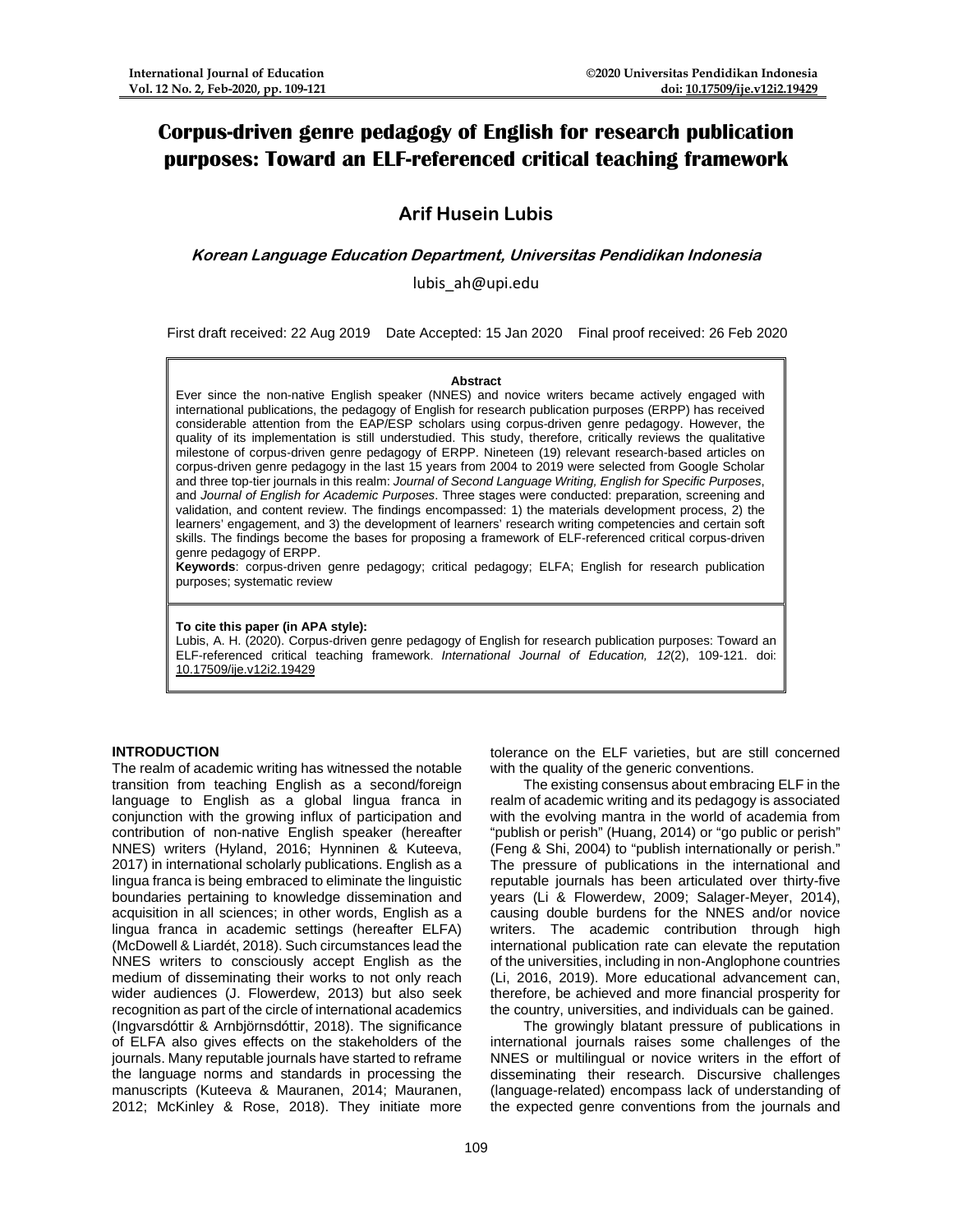# Corpus-driven genre pedagogy of English for research publication purposes: Toward an ELF-referenced critical teaching framework

**Arif Husein Lubis**

***Korean Language Education Department, Universitas Pendidikan Indonesia***

lubis_ah@upi.edu

First draft received: 22 Aug 2019 Date Accepted: 15 Jan 2020 Final proof received: 26 Feb 2020

**Abstract**

Ever since the non-native English speaker (NNES) and novice writers became actively engaged with international publications, the pedagogy of English for research publication purposes (ERPP) has received considerable attention from the EAP/ESP scholars using corpus-driven genre pedagogy. However, the quality of its implementation is still understudied. This study, therefore, critically reviews the qualitative milestone of corpus-driven genre pedagogy of ERPP. Nineteen (19) relevant research-based articles on corpus-driven genre pedagogy in the last 15 years from 2004 to 2019 were selected from Google Scholar and three top-tier journals in this realm: *Journal of Second Language Writing, English for Specific Purposes*, and *Journal of English for Academic Purposes*. Three stages were conducted: preparation, screening and validation, and content review. The findings encompassed: 1) the materials development process, 2) the learners' engagement, and 3) the development of learners' research writing competencies and certain soft skills. The findings become the bases for proposing a framework of ELF-referenced critical corpus-driven genre pedagogy of ERPP.

**Keywords**: corpus-driven genre pedagogy; critical pedagogy; ELFA; English for research publication purposes; systematic review

**To cite this paper (in APA style):**

Lubis, A. H. (2020). Corpus-driven genre pedagogy of English for research publication purposes: Toward an ELF-referenced critical teaching framework. *International Journal of Education, 12*(2), 109-121. doi: 10.17509/ije.v12i2.19429

## INTRODUCTION

The realm of academic writing has witnessed the notable transition from teaching English as a second/foreign language to English as a global lingua franca in conjunction with the growing influx of participation and contribution of non-native English speaker (hereafter NNES) writers (Hyland, 2016; Hynninen & Kuteeva, 2017) in international scholarly publications. English as a lingua franca is being embraced to eliminate the linguistic boundaries pertaining to knowledge dissemination and acquisition in all sciences; in other words, English as a lingua franca in academic settings (hereafter ELFA) (McDowell & Liardét, 2018). Such circumstances lead the NNES writers to consciously accept English as the medium of disseminating their works to not only reach wider audiences (J. Flowerdew, 2013) but also seek recognition as part of the circle of international academics (Ingvarsdóttir & Arnbjörnsdóttir, 2018). The significance of ELFA also gives effects on the stakeholders of the journals. Many reputable journals have started to reframe the language norms and standards in processing the manuscripts (Kuteeva & Mauranen, 2014; Mauranen, 2012; McKinley & Rose, 2018). They initiate more tolerance on the ELF varieties, but are still concerned with the quality of the generic conventions.

The existing consensus about embracing ELF in the realm of academic writing and its pedagogy is associated with the evolving mantra in the world of academia from "publish or perish" (Huang, 2014) or "go public or perish" (Feng & Shi, 2004) to "publish internationally or perish." The pressure of publications in the international and reputable journals has been articulated over thirty-five years (Li & Flowerdew, 2009; Salager-Meyer, 2014), causing double burdens for the NNES and/or novice writers. The academic contribution through high international publication rate can elevate the reputation of the universities, including in non-Anglophone countries (Li, 2016, 2019). More educational advancement can, therefore, be achieved and more financial prosperity for the country, universities, and individuals can be gained.

The growingly blatant pressure of publications in international journals raises some challenges of the NNES or multilingual or novice writers in the effort of disseminating their research. Discursive challenges (language-related) encompass lack of understanding of the expected genre conventions from the journals and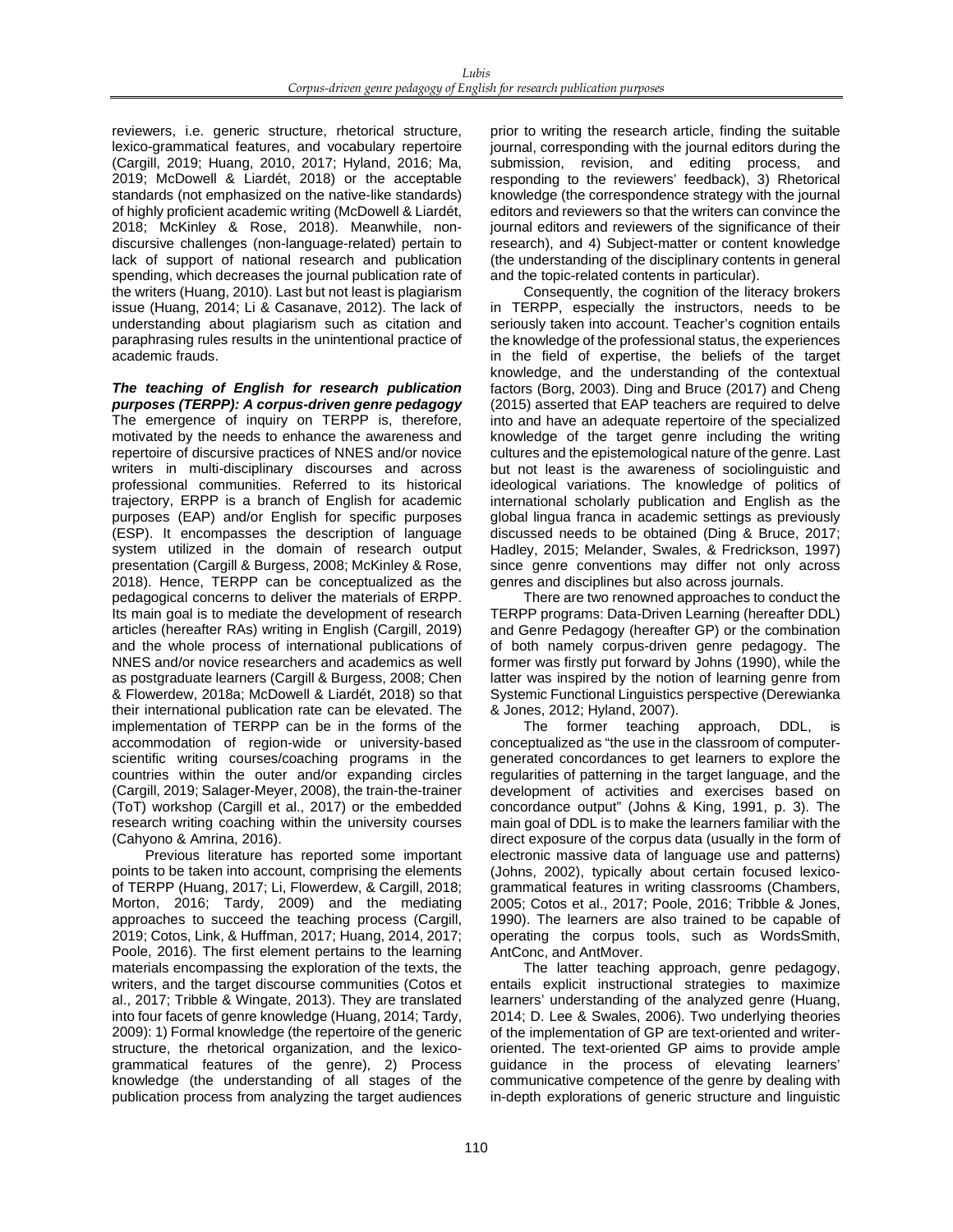reviewers, i.e. generic structure, rhetorical structure, lexico-grammatical features, and vocabulary repertoire (Cargill, 2019; Huang, 2010, 2017; Hyland, 2016; Ma, 2019; McDowell & Liardét, 2018) or the acceptable standards (not emphasized on the native-like standards) of highly proficient academic writing (McDowell & Liardét, 2018; McKinley & Rose, 2018). Meanwhile, non-discursive challenges (non-language-related) pertain to lack of support of national research and publication spending, which decreases the journal publication rate of the writers (Huang, 2010). Last but not least is plagiarism issue (Huang, 2014; Li & Casanave, 2012). The lack of understanding about plagiarism such as citation and paraphrasing rules results in the unintentional practice of academic frauds.

***The teaching of English for research publication purposes (TERPP): A corpus-driven genre pedagogy***

The emergence of inquiry on TERPP is, therefore, motivated by the needs to enhance the awareness and repertoire of discursive practices of NNES and/or novice writers in multi-disciplinary discourses and across professional communities. Referred to its historical trajectory, ERPP is a branch of English for academic purposes (EAP) and/or English for specific purposes (ESP). It encompasses the description of language system utilized in the domain of research output presentation (Cargill & Burgess, 2008; McKinley & Rose, 2018). Hence, TERPP can be conceptualized as the pedagogical concerns to deliver the materials of ERPP. Its main goal is to mediate the development of research articles (hereafter RAs) writing in English (Cargill, 2019) and the whole process of international publications of NNES and/or novice researchers and academics as well as postgraduate learners (Cargill & Burgess, 2008; Chen & Flowerdew, 2018a; McDowell & Liardét, 2018) so that their international publication rate can be elevated. The implementation of TERPP can be in the forms of the accommodation of region-wide or university-based scientific writing courses/coaching programs in the countries within the outer and/or expanding circles (Cargill, 2019; Salager-Meyer, 2008), the train-the-trainer (ToT) workshop (Cargill et al., 2017) or the embedded research writing coaching within the university courses (Cahyono & Amrina, 2016).

Previous literature has reported some important points to be taken into account, comprising the elements of TERPP (Huang, 2017; Li, Flowerdew, & Cargill, 2018; Morton, 2016; Tardy, 2009) and the mediating approaches to succeed the teaching process (Cargill, 2019; Cotos, Link, & Huffman, 2017; Huang, 2014, 2017; Poole, 2016). The first element pertains to the learning materials encompassing the exploration of the texts, the writers, and the target discourse communities (Cotos et al., 2017; Tribble & Wingate, 2013). They are translated into four facets of genre knowledge (Huang, 2014; Tardy, 2009): 1) Formal knowledge (the repertoire of the generic structure, the rhetorical organization, and the lexico-grammatical features of the genre), 2) Process knowledge (the understanding of all stages of the publication process from analyzing the target audiences prior to writing the research article, finding the suitable journal, corresponding with the journal editors during the submission, revision, and editing process, and responding to the reviewers' feedback), 3) Rhetorical knowledge (the correspondence strategy with the journal editors and reviewers so that the writers can convince the journal editors and reviewers of the significance of their research), and 4) Subject-matter or content knowledge (the understanding of the disciplinary contents in general and the topic-related contents in particular).

Consequently, the cognition of the literacy brokers in TERPP, especially the instructors, needs to be seriously taken into account. Teacher's cognition entails the knowledge of the professional status, the experiences in the field of expertise, the beliefs of the target knowledge, and the understanding of the contextual factors (Borg, 2003). Ding and Bruce (2017) and Cheng (2015) asserted that EAP teachers are required to delve into and have an adequate repertoire of the specialized knowledge of the target genre including the writing cultures and the epistemological nature of the genre. Last but not least is the awareness of sociolinguistic and ideological variations. The knowledge of politics of international scholarly publication and English as the global lingua franca in academic settings as previously discussed needs to be obtained (Ding & Bruce, 2017; Hadley, 2015; Melander, Swales, & Fredrickson, 1997) since genre conventions may differ not only across genres and disciplines but also across journals.

There are two renowned approaches to conduct the TERPP programs: Data-Driven Learning (hereafter DDL) and Genre Pedagogy (hereafter GP) or the combination of both namely corpus-driven genre pedagogy. The former was firstly put forward by Johns (1990), while the latter was inspired by the notion of learning genre from Systemic Functional Linguistics perspective (Derewianka & Jones, 2012; Hyland, 2007).

The former teaching approach, DDL, is conceptualized as "the use in the classroom of computer-generated concordances to get learners to explore the regularities of patterning in the target language, and the development of activities and exercises based on concordance output" (Johns & King, 1991, p. 3). The main goal of DDL is to make the learners familiar with the direct exposure of the corpus data (usually in the form of electronic massive data of language use and patterns) (Johns, 2002), typically about certain focused lexico-grammatical features in writing classrooms (Chambers, 2005; Cotos et al., 2017; Poole, 2016; Tribble & Jones, 1990). The learners are also trained to be capable of operating the corpus tools, such as WordsSmith, AntConc, and AntMover.

The latter teaching approach, genre pedagogy, entails explicit instructional strategies to maximize learners' understanding of the analyzed genre (Huang, 2014; D. Lee & Swales, 2006). Two underlying theories of the implementation of GP are text-oriented and writer-oriented. The text-oriented GP aims to provide ample guidance in the process of elevating learners' communicative competence of the genre by dealing with in-depth explorations of generic structure and linguistic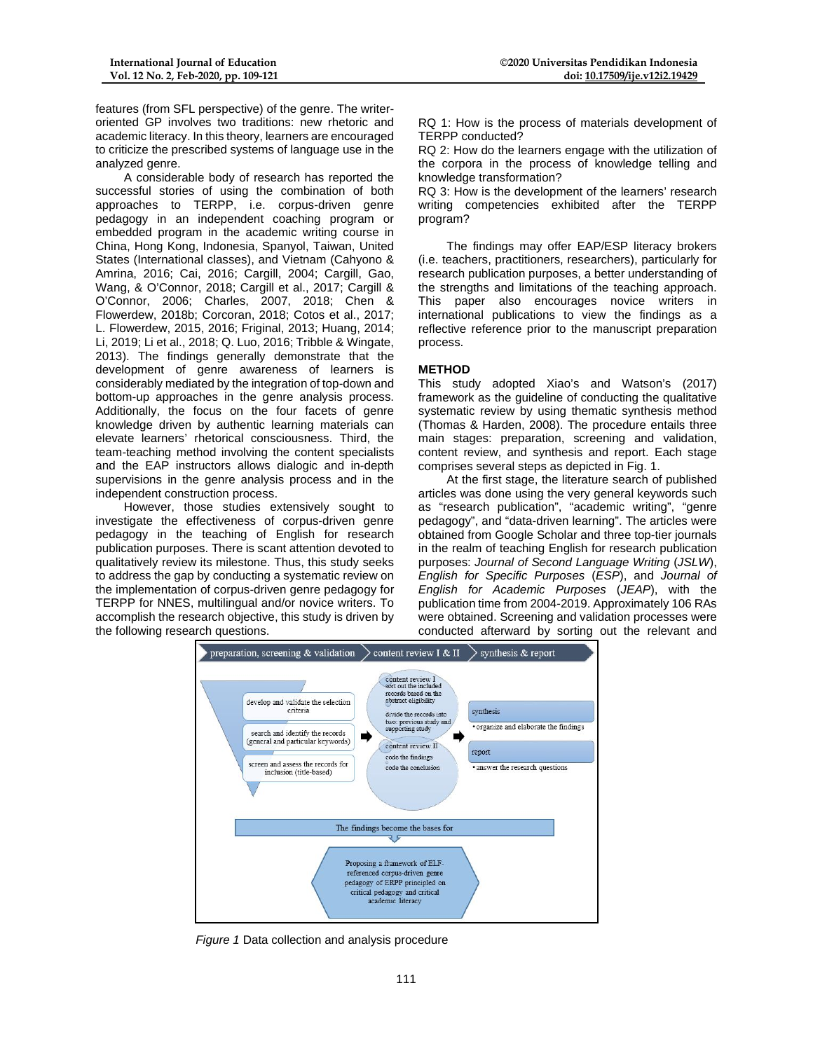features (from SFL perspective) of the genre. The writer-oriented GP involves two traditions: new rhetoric and academic literacy. In this theory, learners are encouraged to criticize the prescribed systems of language use in the analyzed genre.

A considerable body of research has reported the successful stories of using the combination of both approaches to TERPP, i.e. corpus-driven genre pedagogy in an independent coaching program or embedded program in the academic writing course in China, Hong Kong, Indonesia, Spanyol, Taiwan, United States (International classes), and Vietnam (Cahyono & Amrina, 2016; Cai, 2016; Cargill, 2004; Cargill, Gao, Wang, & O'Connor, 2018; Cargill et al., 2017; Cargill & O'Connor, 2006; Charles, 2007, 2018; Chen & Flowerdew, 2018b; Corcoran, 2018; Cotos et al., 2017; L. Flowerdew, 2015, 2016; Friginal, 2013; Huang, 2014; Li, 2019; Li et al., 2018; Q. Luo, 2016; Tribble & Wingate, 2013). The findings generally demonstrate that the development of genre awareness of learners is considerably mediated by the integration of top-down and bottom-up approaches in the genre analysis process. Additionally, the focus on the four facets of genre knowledge driven by authentic learning materials can elevate learners' rhetorical consciousness. Third, the team-teaching method involving the content specialists and the EAP instructors allows dialogic and in-depth supervisions in the genre analysis process and in the independent construction process.

However, those studies extensively sought to investigate the effectiveness of corpus-driven genre pedagogy in the teaching of English for research publication purposes. There is scant attention devoted to qualitatively review its milestone. Thus, this study seeks to address the gap by conducting a systematic review on the implementation of corpus-driven genre pedagogy for TERPP for NNES, multilingual and/or novice writers. To accomplish the research objective, this study is driven by the following research questions.

RQ 1: How is the process of materials development of TERPP conducted?
RQ 2: How do the learners engage with the utilization of the corpora in the process of knowledge telling and knowledge transformation?
RQ 3: How is the development of the learners' research writing competencies exhibited after the TERPP program?

The findings may offer EAP/ESP literacy brokers (i.e. teachers, practitioners, researchers), particularly for research publication purposes, a better understanding of the strengths and limitations of the teaching approach. This paper also encourages novice writers in international publications to view the findings as a reflective reference prior to the manuscript preparation process.

## METHOD

This study adopted Xiao's and Watson's (2017) framework as the guideline of conducting the qualitative systematic review by using thematic synthesis method (Thomas & Harden, 2008). The procedure entails three main stages: preparation, screening and validation, content review, and synthesis and report. Each stage comprises several steps as depicted in Fig. 1.

At the first stage, the literature search of published articles was done using the very general keywords such as "research publication", "academic writing", "genre pedagogy", and "data-driven learning". The articles were obtained from Google Scholar and three top-tier journals in the realm of teaching English for research publication purposes: *Journal of Second Language Writing* (*JSLW*), *English for Specific Purposes* (*ESP*), and *Journal of English for Academic Purposes* (*JEAP*), with the publication time from 2004-2019. Approximately 106 RAs were obtained. Screening and validation processes were conducted afterward by sorting out the relevant and

preparation, screening & validation → content review I & II → synthesis & report

- develop and validate the selection criteria
- search and identify the records (general and particular keywords)
- screen and assess the records for inclusion (title-based)

content review I
- sort out the included records based on the abstract eligibility
- divide the records into two: previous study and supporting study

content review II
- code the findings
- code the conclusion

synthesis
- organize and elaborate the findings

report
- answer the research questions

The findings become the bases for

Proposing a framework of ELF-referenced corpus-driven genre pedagogy of ERPP principled on critical pedagogy and critical academic literacy

*Figure 1* Data collection and analysis procedure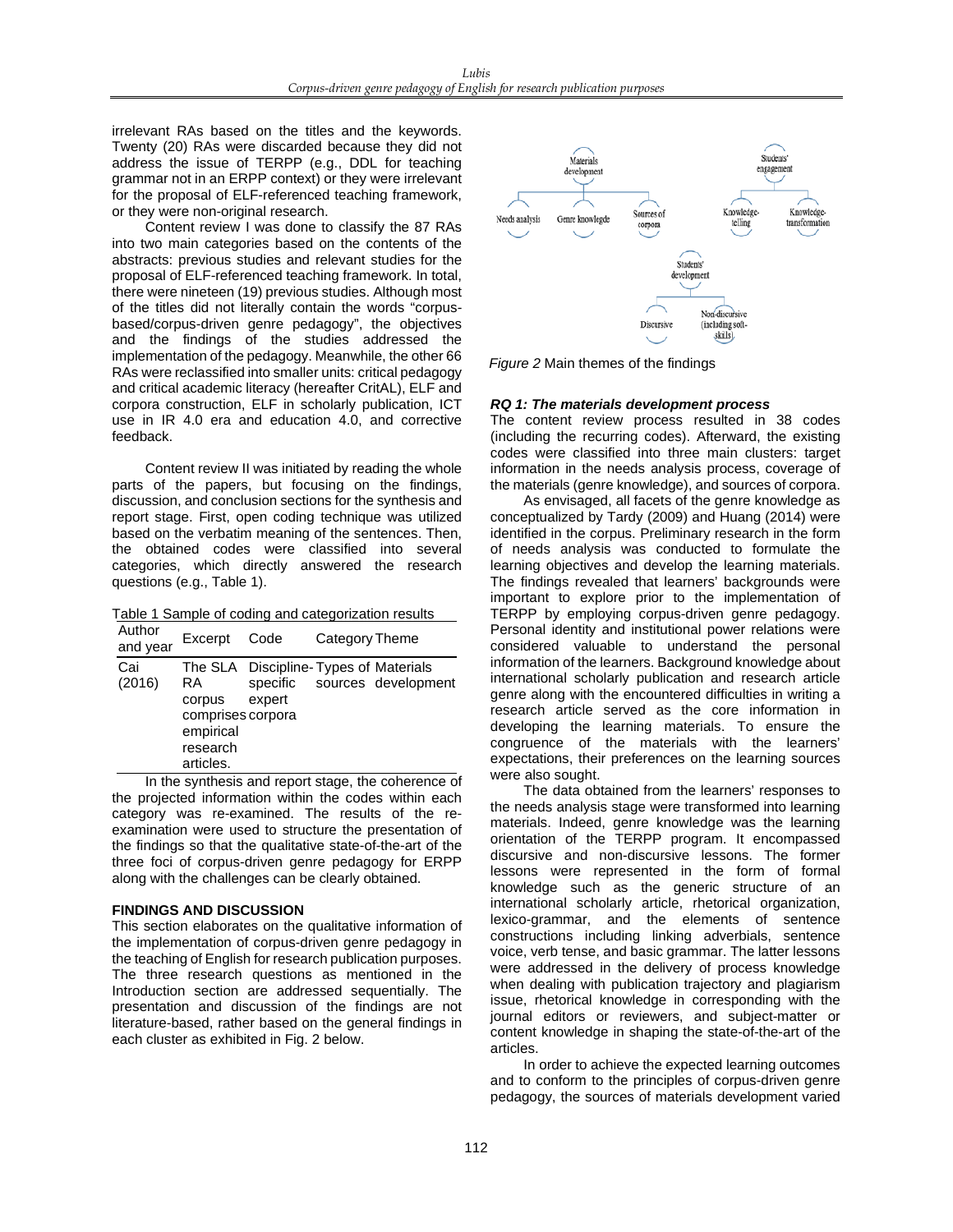irrelevant RAs based on the titles and the keywords. Twenty (20) RAs were discarded because they did not address the issue of TERPP (e.g., DDL for teaching grammar not in an ERPP context) or they were irrelevant for the proposal of ELF-referenced teaching framework, or they were non-original research.

Content review I was done to classify the 87 RAs into two main categories based on the contents of the abstracts: previous studies and relevant studies for the proposal of ELF-referenced teaching framework. In total, there were nineteen (19) previous studies. Although most of the titles did not literally contain the words "corpus-based/corpus-driven genre pedagogy", the objectives and the findings of the studies addressed the implementation of the pedagogy. Meanwhile, the other 66 RAs were reclassified into smaller units: critical pedagogy and critical academic literacy (hereafter CritAL), ELF and corpora construction, ELF in scholarly publication, ICT use in IR 4.0 era and education 4.0, and corrective feedback.

Content review II was initiated by reading the whole parts of the papers, but focusing on the findings, discussion, and conclusion sections for the synthesis and report stage. First, open coding technique was utilized based on the verbatim meaning of the sentences. Then, the obtained codes were classified into several categories, which directly answered the research questions (e.g., Table 1).

Table 1 Sample of coding and categorization results

| Author and year | Excerpt | Code | Category | Theme |
|---|---|---|---|---|
| Cai (2016) | The SLA RA corpus comprises empirical research articles. | Discipline-specific expert corpora | Types of sources | Materials development |

In the synthesis and report stage, the coherence of the projected information within the codes within each category was re-examined. The results of the re-examination were used to structure the presentation of the findings so that the qualitative state-of-the-art of the three foci of corpus-driven genre pedagogy for ERPP along with the challenges can be clearly obtained.

## FINDINGS AND DISCUSSION

This section elaborates on the qualitative information of the implementation of corpus-driven genre pedagogy in the teaching of English for research publication purposes. The three research questions as mentioned in the Introduction section are addressed sequentially. The presentation and discussion of the findings are not literature-based, rather based on the general findings in each cluster as exhibited in Fig. 2 below.

*Figure 2* Main themes of the findings

### *RQ 1: The materials development process*

The content review process resulted in 38 codes (including the recurring codes). Afterward, the existing codes were classified into three main clusters: target information in the needs analysis process, coverage of the materials (genre knowledge), and sources of corpora.

As envisaged, all facets of the genre knowledge as conceptualized by Tardy (2009) and Huang (2014) were identified in the corpus. Preliminary research in the form of needs analysis was conducted to formulate the learning objectives and develop the learning materials. The findings revealed that learners' backgrounds were important to explore prior to the implementation of TERPP by employing corpus-driven genre pedagogy. Personal identity and institutional power relations were considered valuable to understand the personal information of the learners. Background knowledge about international scholarly publication and research article genre along with the encountered difficulties in writing a research article served as the core information in developing the learning materials. To ensure the congruence of the materials with the learners' expectations, their preferences on the learning sources were also sought.

The data obtained from the learners' responses to the needs analysis stage were transformed into learning materials. Indeed, genre knowledge was the learning orientation of the TERPP program. It encompassed discursive and non-discursive lessons. The former lessons were represented in the form of formal knowledge such as the generic structure of an international scholarly article, rhetorical organization, lexico-grammar, and the elements of sentence constructions including linking adverbials, sentence voice, verb tense, and basic grammar. The latter lessons were addressed in the delivery of process knowledge when dealing with publication trajectory and plagiarism issue, rhetorical knowledge in corresponding with the journal editors or reviewers, and subject-matter or content knowledge in shaping the state-of-the-art of the articles.

In order to achieve the expected learning outcomes and to conform to the principles of corpus-driven genre pedagogy, the sources of materials development varied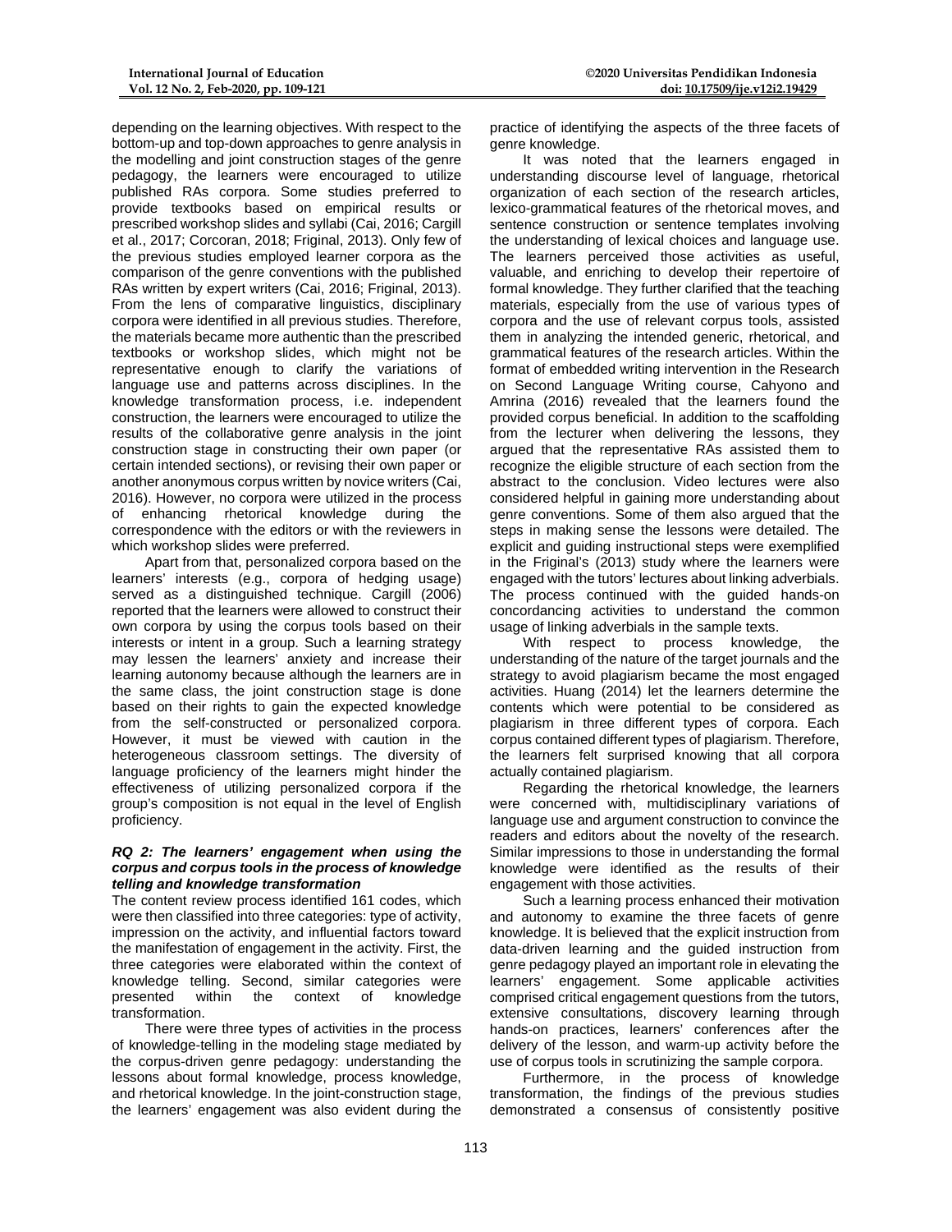depending on the learning objectives. With respect to the bottom-up and top-down approaches to genre analysis in the modelling and joint construction stages of the genre pedagogy, the learners were encouraged to utilize published RAs corpora. Some studies preferred to provide textbooks based on empirical results or prescribed workshop slides and syllabi (Cai, 2016; Cargill et al., 2017; Corcoran, 2018; Friginal, 2013). Only few of the previous studies employed learner corpora as the comparison of the genre conventions with the published RAs written by expert writers (Cai, 2016; Friginal, 2013). From the lens of comparative linguistics, disciplinary corpora were identified in all previous studies. Therefore, the materials became more authentic than the prescribed textbooks or workshop slides, which might not be representative enough to clarify the variations of language use and patterns across disciplines. In the knowledge transformation process, i.e. independent construction, the learners were encouraged to utilize the results of the collaborative genre analysis in the joint construction stage in constructing their own paper (or certain intended sections), or revising their own paper or another anonymous corpus written by novice writers (Cai, 2016). However, no corpora were utilized in the process of enhancing rhetorical knowledge during the correspondence with the editors or with the reviewers in which workshop slides were preferred.

Apart from that, personalized corpora based on the learners' interests (e.g., corpora of hedging usage) served as a distinguished technique. Cargill (2006) reported that the learners were allowed to construct their own corpora by using the corpus tools based on their interests or intent in a group. Such a learning strategy may lessen the learners' anxiety and increase their learning autonomy because although the learners are in the same class, the joint construction stage is done based on their rights to gain the expected knowledge from the self-constructed or personalized corpora. However, it must be viewed with caution in the heterogeneous classroom settings. The diversity of language proficiency of the learners might hinder the effectiveness of utilizing personalized corpora if the group's composition is not equal in the level of English proficiency.

***RQ 2: The learners' engagement when using the corpus and corpus tools in the process of knowledge telling and knowledge transformation***

The content review process identified 161 codes, which were then classified into three categories: type of activity, impression on the activity, and influential factors toward the manifestation of engagement in the activity. First, the three categories were elaborated within the context of knowledge telling. Second, similar categories were presented within the context of knowledge transformation.

There were three types of activities in the process of knowledge-telling in the modeling stage mediated by the corpus-driven genre pedagogy: understanding the lessons about formal knowledge, process knowledge, and rhetorical knowledge. In the joint-construction stage, the learners' engagement was also evident during the practice of identifying the aspects of the three facets of genre knowledge.

It was noted that the learners engaged in understanding discourse level of language, rhetorical organization of each section of the research articles, lexico-grammatical features of the rhetorical moves, and sentence construction or sentence templates involving the understanding of lexical choices and language use. The learners perceived those activities as useful, valuable, and enriching to develop their repertoire of formal knowledge. They further clarified that the teaching materials, especially from the use of various types of corpora and the use of relevant corpus tools, assisted them in analyzing the intended generic, rhetorical, and grammatical features of the research articles. Within the format of embedded writing intervention in the Research on Second Language Writing course, Cahyono and Amrina (2016) revealed that the learners found the provided corpus beneficial. In addition to the scaffolding from the lecturer when delivering the lessons, they argued that the representative RAs assisted them to recognize the eligible structure of each section from the abstract to the conclusion. Video lectures were also considered helpful in gaining more understanding about genre conventions. Some of them also argued that the steps in making sense the lessons were detailed. The explicit and guiding instructional steps were exemplified in the Friginal's (2013) study where the learners were engaged with the tutors' lectures about linking adverbials. The process continued with the guided hands-on concordancing activities to understand the common usage of linking adverbials in the sample texts.

With respect to process knowledge, the understanding of the nature of the target journals and the strategy to avoid plagiarism became the most engaged activities. Huang (2014) let the learners determine the contents which were potential to be considered as plagiarism in three different types of corpora. Each corpus contained different types of plagiarism. Therefore, the learners felt surprised knowing that all corpora actually contained plagiarism.

Regarding the rhetorical knowledge, the learners were concerned with, multidisciplinary variations of language use and argument construction to convince the readers and editors about the novelty of the research. Similar impressions to those in understanding the formal knowledge were identified as the results of their engagement with those activities.

Such a learning process enhanced their motivation and autonomy to examine the three facets of genre knowledge. It is believed that the explicit instruction from data-driven learning and the guided instruction from genre pedagogy played an important role in elevating the learners' engagement. Some applicable activities comprised critical engagement questions from the tutors, extensive consultations, discovery learning through hands-on practices, learners' conferences after the delivery of the lesson, and warm-up activity before the use of corpus tools in scrutinizing the sample corpora.

Furthermore, in the process of knowledge transformation, the findings of the previous studies demonstrated a consensus of consistently positive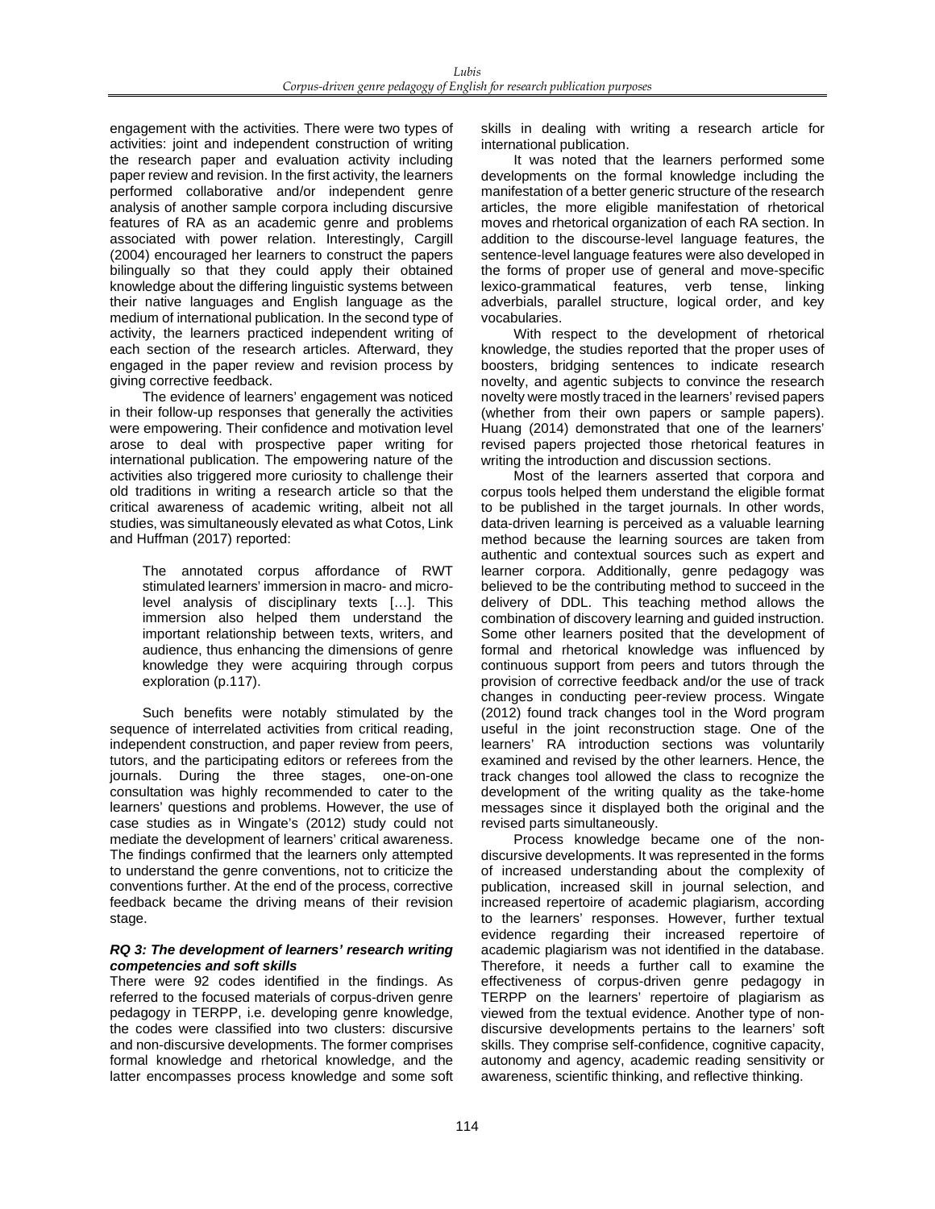engagement with the activities. There were two types of activities: joint and independent construction of writing the research paper and evaluation activity including paper review and revision. In the first activity, the learners performed collaborative and/or independent genre analysis of another sample corpora including discursive features of RA as an academic genre and problems associated with power relation. Interestingly, Cargill (2004) encouraged her learners to construct the papers bilingually so that they could apply their obtained knowledge about the differing linguistic systems between their native languages and English language as the medium of international publication. In the second type of activity, the learners practiced independent writing of each section of the research articles. Afterward, they engaged in the paper review and revision process by giving corrective feedback.

The evidence of learners' engagement was noticed in their follow-up responses that generally the activities were empowering. Their confidence and motivation level arose to deal with prospective paper writing for international publication. The empowering nature of the activities also triggered more curiosity to challenge their old traditions in writing a research article so that the critical awareness of academic writing, albeit not all studies, was simultaneously elevated as what Cotos, Link and Huffman (2017) reported:

> The annotated corpus affordance of RWT stimulated learners' immersion in macro- and micro-level analysis of disciplinary texts […]. This immersion also helped them understand the important relationship between texts, writers, and audience, thus enhancing the dimensions of genre knowledge they were acquiring through corpus exploration (p.117).

Such benefits were notably stimulated by the sequence of interrelated activities from critical reading, independent construction, and paper review from peers, tutors, and the participating editors or referees from the journals. During the three stages, one-on-one consultation was highly recommended to cater to the learners' questions and problems. However, the use of case studies as in Wingate's (2012) study could not mediate the development of learners' critical awareness. The findings confirmed that the learners only attempted to understand the genre conventions, not to criticize the conventions further. At the end of the process, corrective feedback became the driving means of their revision stage.

### *RQ 3: The development of learners' research writing competencies and soft skills*

There were 92 codes identified in the findings. As referred to the focused materials of corpus-driven genre pedagogy in TERPP, i.e. developing genre knowledge, the codes were classified into two clusters: discursive and non-discursive developments. The former comprises formal knowledge and rhetorical knowledge, and the latter encompasses process knowledge and some soft skills in dealing with writing a research article for international publication.

It was noted that the learners performed some developments on the formal knowledge including the manifestation of a better generic structure of the research articles, the more eligible manifestation of rhetorical moves and rhetorical organization of each RA section. In addition to the discourse-level language features, the sentence-level language features were also developed in the forms of proper use of general and move-specific lexico-grammatical features, verb tense, linking adverbials, parallel structure, logical order, and key vocabularies.

With respect to the development of rhetorical knowledge, the studies reported that the proper uses of boosters, bridging sentences to indicate research novelty, and agentic subjects to convince the research novelty were mostly traced in the learners' revised papers (whether from their own papers or sample papers). Huang (2014) demonstrated that one of the learners' revised papers projected those rhetorical features in writing the introduction and discussion sections.

Most of the learners asserted that corpora and corpus tools helped them understand the eligible format to be published in the target journals. In other words, data-driven learning is perceived as a valuable learning method because the learning sources are taken from authentic and contextual sources such as expert and learner corpora. Additionally, genre pedagogy was believed to be the contributing method to succeed in the delivery of DDL. This teaching method allows the combination of discovery learning and guided instruction. Some other learners posited that the development of formal and rhetorical knowledge was influenced by continuous support from peers and tutors through the provision of corrective feedback and/or the use of track changes in conducting peer-review process. Wingate (2012) found track changes tool in the Word program useful in the joint reconstruction stage. One of the learners' RA introduction sections was voluntarily examined and revised by the other learners. Hence, the track changes tool allowed the class to recognize the development of the writing quality as the take-home messages since it displayed both the original and the revised parts simultaneously.

Process knowledge became one of the non-discursive developments. It was represented in the forms of increased understanding about the complexity of publication, increased skill in journal selection, and increased repertoire of academic plagiarism, according to the learners' responses. However, further textual evidence regarding their increased repertoire of academic plagiarism was not identified in the database. Therefore, it needs a further call to examine the effectiveness of corpus-driven genre pedagogy in TERPP on the learners' repertoire of plagiarism as viewed from the textual evidence. Another type of non-discursive developments pertains to the learners' soft skills. They comprise self-confidence, cognitive capacity, autonomy and agency, academic reading sensitivity or awareness, scientific thinking, and reflective thinking.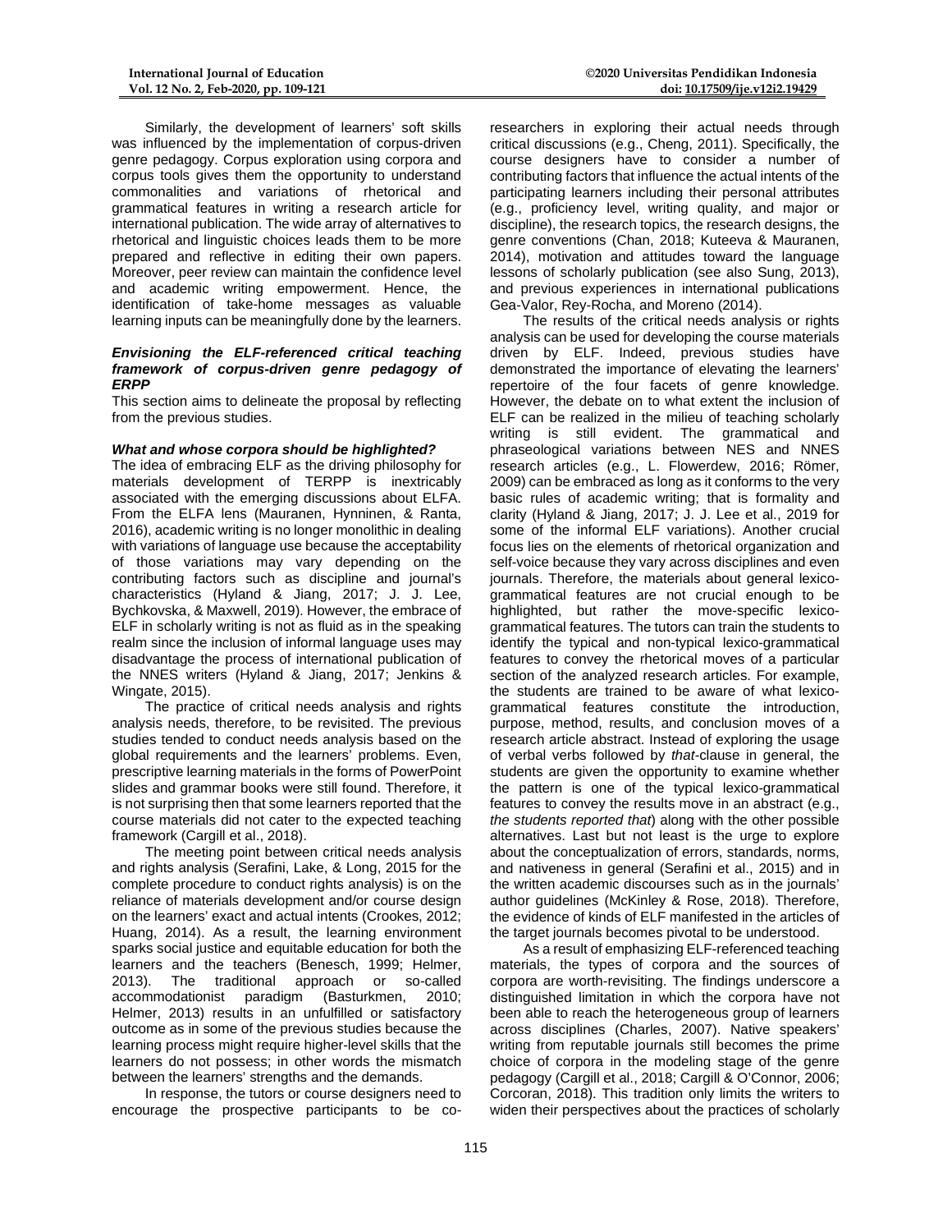Similarly, the development of learners' soft skills was influenced by the implementation of corpus-driven genre pedagogy. Corpus exploration using corpora and corpus tools gives them the opportunity to understand commonalities and variations of rhetorical and grammatical features in writing a research article for international publication. The wide array of alternatives to rhetorical and linguistic choices leads them to be more prepared and reflective in editing their own papers. Moreover, peer review can maintain the confidence level and academic writing empowerment. Hence, the identification of take-home messages as valuable learning inputs can be meaningfully done by the learners.

### *Envisioning the ELF-referenced critical teaching framework of corpus-driven genre pedagogy of ERPP*

This section aims to delineate the proposal by reflecting from the previous studies.

#### *What and whose corpora should be highlighted?*

The idea of embracing ELF as the driving philosophy for materials development of TERPP is inextricably associated with the emerging discussions about ELFA. From the ELFA lens (Mauranen, Hynninen, & Ranta, 2016), academic writing is no longer monolithic in dealing with variations of language use because the acceptability of those variations may vary depending on the contributing factors such as discipline and journal's characteristics (Hyland & Jiang, 2017; J. J. Lee, Bychkovska, & Maxwell, 2019). However, the embrace of ELF in scholarly writing is not as fluid as in the speaking realm since the inclusion of informal language uses may disadvantage the process of international publication of the NNES writers (Hyland & Jiang, 2017; Jenkins & Wingate, 2015).

The practice of critical needs analysis and rights analysis needs, therefore, to be revisited. The previous studies tended to conduct needs analysis based on the global requirements and the learners' problems. Even, prescriptive learning materials in the forms of PowerPoint slides and grammar books were still found. Therefore, it is not surprising then that some learners reported that the course materials did not cater to the expected teaching framework (Cargill et al., 2018).

The meeting point between critical needs analysis and rights analysis (Serafini, Lake, & Long, 2015 for the complete procedure to conduct rights analysis) is on the reliance of materials development and/or course design on the learners' exact and actual intents (Crookes, 2012; Huang, 2014). As a result, the learning environment sparks social justice and equitable education for both the learners and the teachers (Benesch, 1999; Helmer, 2013). The traditional approach or so-called accommodationist paradigm (Basturkmen, 2010; Helmer, 2013) results in an unfulfilled or satisfactory outcome as in some of the previous studies because the learning process might require higher-level skills that the learners do not possess; in other words the mismatch between the learners' strengths and the demands.

In response, the tutors or course designers need to encourage the prospective participants to be co-researchers in exploring their actual needs through critical discussions (e.g., Cheng, 2011). Specifically, the course designers have to consider a number of contributing factors that influence the actual intents of the participating learners including their personal attributes (e.g., proficiency level, writing quality, and major or discipline), the research topics, the research designs, the genre conventions (Chan, 2018; Kuteeva & Mauranen, 2014), motivation and attitudes toward the language lessons of scholarly publication (see also Sung, 2013), and previous experiences in international publications Gea-Valor, Rey-Rocha, and Moreno (2014).

The results of the critical needs analysis or rights analysis can be used for developing the course materials driven by ELF. Indeed, previous studies have demonstrated the importance of elevating the learners' repertoire of the four facets of genre knowledge. However, the debate on to what extent the inclusion of ELF can be realized in the milieu of teaching scholarly writing is still evident. The grammatical and phraseological variations between NES and NNES research articles (e.g., L. Flowerdew, 2016; Römer, 2009) can be embraced as long as it conforms to the very basic rules of academic writing; that is formality and clarity (Hyland & Jiang, 2017; J. J. Lee et al., 2019 for some of the informal ELF variations). Another crucial focus lies on the elements of rhetorical organization and self-voice because they vary across disciplines and even journals. Therefore, the materials about general lexico-grammatical features are not crucial enough to be highlighted, but rather the move-specific lexico-grammatical features. The tutors can train the students to identify the typical and non-typical lexico-grammatical features to convey the rhetorical moves of a particular section of the analyzed research articles. For example, the students are trained to be aware of what lexico-grammatical features constitute the introduction, purpose, method, results, and conclusion moves of a research article abstract. Instead of exploring the usage of verbal verbs followed by *that*-clause in general, the students are given the opportunity to examine whether the pattern is one of the typical lexico-grammatical features to convey the results move in an abstract (e.g., *the students reported that*) along with the other possible alternatives. Last but not least is the urge to explore about the conceptualization of errors, standards, norms, and nativeness in general (Serafini et al., 2015) and in the written academic discourses such as in the journals' author guidelines (McKinley & Rose, 2018). Therefore, the evidence of kinds of ELF manifested in the articles of the target journals becomes pivotal to be understood.

As a result of emphasizing ELF-referenced teaching materials, the types of corpora and the sources of corpora are worth-revisiting. The findings underscore a distinguished limitation in which the corpora have not been able to reach the heterogeneous group of learners across disciplines (Charles, 2007). Native speakers' writing from reputable journals still becomes the prime choice of corpora in the modeling stage of the genre pedagogy (Cargill et al., 2018; Cargill & O'Connor, 2006; Corcoran, 2018). This tradition only limits the writers to widen their perspectives about the practices of scholarly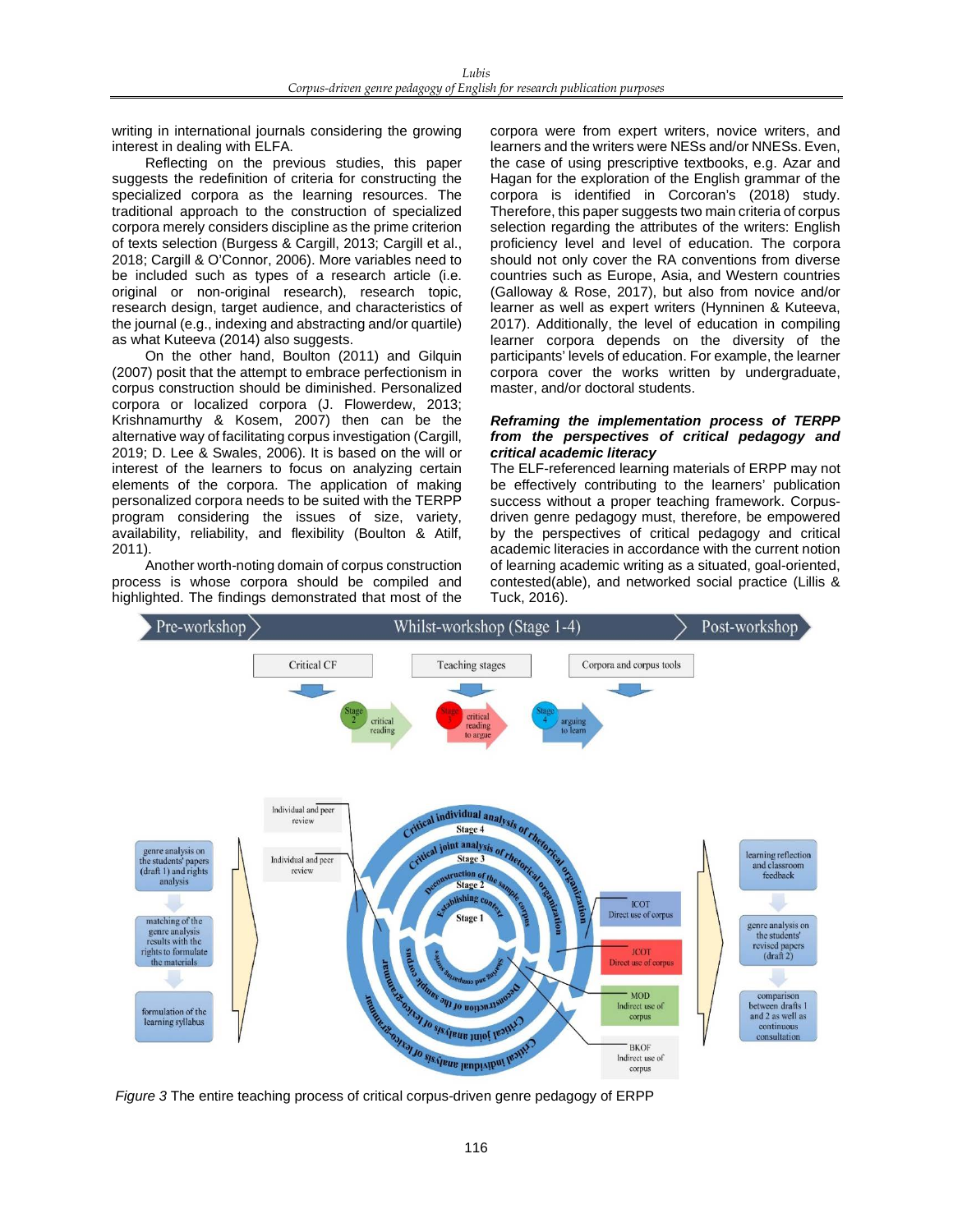writing in international journals considering the growing interest in dealing with ELFA.

Reflecting on the previous studies, this paper suggests the redefinition of criteria for constructing the specialized corpora as the learning resources. The traditional approach to the construction of specialized corpora merely considers discipline as the prime criterion of texts selection (Burgess & Cargill, 2013; Cargill et al., 2018; Cargill & O'Connor, 2006). More variables need to be included such as types of a research article (i.e. original or non-original research), research topic, research design, target audience, and characteristics of the journal (e.g., indexing and abstracting and/or quartile) as what Kuteeva (2014) also suggests.

On the other hand, Boulton (2011) and Gilquin (2007) posit that the attempt to embrace perfectionism in corpus construction should be diminished. Personalized corpora or localized corpora (J. Flowerdew, 2013; Krishnamurthy & Kosem, 2007) then can be the alternative way of facilitating corpus investigation (Cargill, 2019; D. Lee & Swales, 2006). It is based on the will or interest of the learners to focus on analyzing certain elements of the corpora. The application of making personalized corpora needs to be suited with the TERPP program considering the issues of size, variety, availability, reliability, and flexibility (Boulton & Atilf, 2011).

Another worth-noting domain of corpus construction process is whose corpora should be compiled and highlighted. The findings demonstrated that most of the corpora were from expert writers, novice writers, and learners and the writers were NESs and/or NNESs. Even, the case of using prescriptive textbooks, e.g. Azar and Hagan for the exploration of the English grammar of the corpora is identified in Corcoran's (2018) study. Therefore, this paper suggests two main criteria of corpus selection regarding the attributes of the writers: English proficiency level and level of education. The corpora should not only cover the RA conventions from diverse countries such as Europe, Asia, and Western countries (Galloway & Rose, 2017), but also from novice and/or learner as well as expert writers (Hynninen & Kuteeva, 2017). Additionally, the level of education in compiling learner corpora depends on the diversity of the participants' levels of education. For example, the learner corpora cover the works written by undergraduate, master, and/or doctoral students.

***Reframing the implementation process of TERPP from the perspectives of critical pedagogy and critical academic literacy***

The ELF-referenced learning materials of ERPP may not be effectively contributing to the learners' publication success without a proper teaching framework. Corpus-driven genre pedagogy must, therefore, be empowered by the perspectives of critical pedagogy and critical academic literacies in accordance with the current notion of learning academic writing as a situated, goal-oriented, contested(able), and networked social practice (Lillis & Tuck, 2016).

*Figure 3* The entire teaching process of critical corpus-driven genre pedagogy of ERPP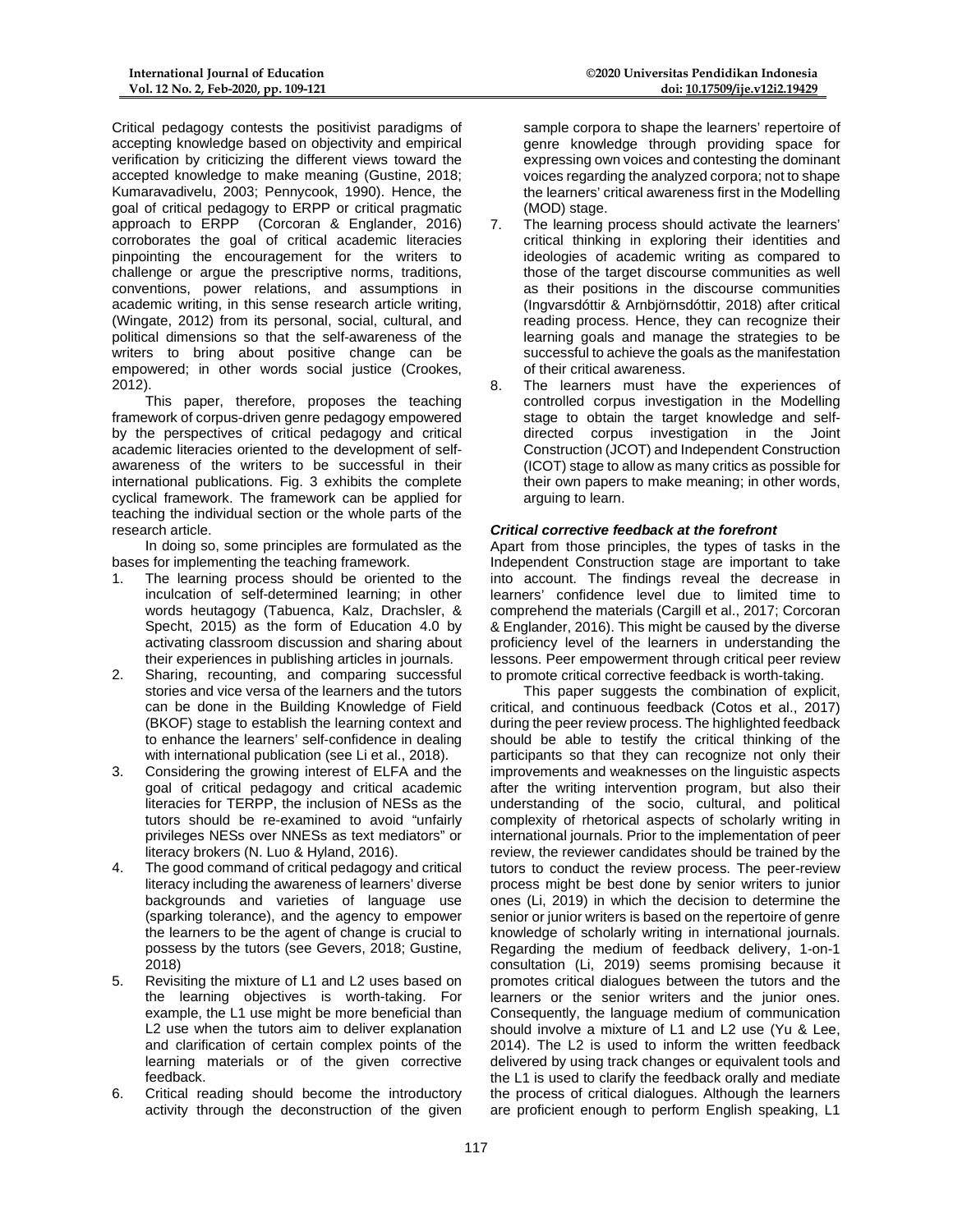Critical pedagogy contests the positivist paradigms of accepting knowledge based on objectivity and empirical verification by criticizing the different views toward the accepted knowledge to make meaning (Gustine, 2018; Kumaravadivelu, 2003; Pennycook, 1990). Hence, the goal of critical pedagogy to ERPP or critical pragmatic approach to ERPP (Corcoran & Englander, 2016) corroborates the goal of critical academic literacies pinpointing the encouragement for the writers to challenge or argue the prescriptive norms, traditions, conventions, power relations, and assumptions in academic writing, in this sense research article writing, (Wingate, 2012) from its personal, social, cultural, and political dimensions so that the self-awareness of the writers to bring about positive change can be empowered; in other words social justice (Crookes, 2012).

This paper, therefore, proposes the teaching framework of corpus-driven genre pedagogy empowered by the perspectives of critical pedagogy and critical academic literacies oriented to the development of self-awareness of the writers to be successful in their international publications. Fig. 3 exhibits the complete cyclical framework. The framework can be applied for teaching the individual section or the whole parts of the research article.

In doing so, some principles are formulated as the bases for implementing the teaching framework.

1. The learning process should be oriented to the inculcation of self-determined learning; in other words heutagogy (Tabuenca, Kalz, Drachsler, & Specht, 2015) as the form of Education 4.0 by activating classroom discussion and sharing about their experiences in publishing articles in journals.
2. Sharing, recounting, and comparing successful stories and vice versa of the learners and the tutors can be done in the Building Knowledge of Field (BKOF) stage to establish the learning context and to enhance the learners' self-confidence in dealing with international publication (see Li et al., 2018).
3. Considering the growing interest of ELFA and the goal of critical pedagogy and critical academic literacies for TERPP, the inclusion of NESs as the tutors should be re-examined to avoid "unfairly privileges NESs over NNESs as text mediators" or literacy brokers (N. Luo & Hyland, 2016).
4. The good command of critical pedagogy and critical literacy including the awareness of learners' diverse backgrounds and varieties of language use (sparking tolerance), and the agency to empower the learners to be the agent of change is crucial to possess by the tutors (see Gevers, 2018; Gustine, 2018)
5. Revisiting the mixture of L1 and L2 uses based on the learning objectives is worth-taking. For example, the L1 use might be more beneficial than L2 use when the tutors aim to deliver explanation and clarification of certain complex points of the learning materials or of the given corrective feedback.
6. Critical reading should become the introductory activity through the deconstruction of the given sample corpora to shape the learners' repertoire of genre knowledge through providing space for expressing own voices and contesting the dominant voices regarding the analyzed corpora; not to shape the learners' critical awareness first in the Modelling (MOD) stage.
7. The learning process should activate the learners' critical thinking in exploring their identities and ideologies of academic writing as compared to those of the target discourse communities as well as their positions in the discourse communities (Ingvarsdóttir & Arnbjörnsdóttir, 2018) after critical reading process. Hence, they can recognize their learning goals and manage the strategies to be successful to achieve the goals as the manifestation of their critical awareness.
8. The learners must have the experiences of controlled corpus investigation in the Modelling stage to obtain the target knowledge and self-directed corpus investigation in the Joint Construction (JCOT) and Independent Construction (ICOT) stage to allow as many critics as possible for their own papers to make meaning; in other words, arguing to learn.

#### *Critical corrective feedback at the forefront*

Apart from those principles, the types of tasks in the Independent Construction stage are important to take into account. The findings reveal the decrease in learners' confidence level due to limited time to comprehend the materials (Cargill et al., 2017; Corcoran & Englander, 2016). This might be caused by the diverse proficiency level of the learners in understanding the lessons. Peer empowerment through critical peer review to promote critical corrective feedback is worth-taking.

This paper suggests the combination of explicit, critical, and continuous feedback (Cotos et al., 2017) during the peer review process. The highlighted feedback should be able to testify the critical thinking of the participants so that they can recognize not only their improvements and weaknesses on the linguistic aspects after the writing intervention program, but also their understanding of the socio, cultural, and political complexity of rhetorical aspects of scholarly writing in international journals. Prior to the implementation of peer review, the reviewer candidates should be trained by the tutors to conduct the review process. The peer-review process might be best done by senior writers to junior ones (Li, 2019) in which the decision to determine the senior or junior writers is based on the repertoire of genre knowledge of scholarly writing in international journals. Regarding the medium of feedback delivery, 1-on-1 consultation (Li, 2019) seems promising because it promotes critical dialogues between the tutors and the learners or the senior writers and the junior ones. Consequently, the language medium of communication should involve a mixture of L1 and L2 use (Yu & Lee, 2014). The L2 is used to inform the written feedback delivered by using track changes or equivalent tools and the L1 is used to clarify the feedback orally and mediate the process of critical dialogues. Although the learners are proficient enough to perform English speaking, L1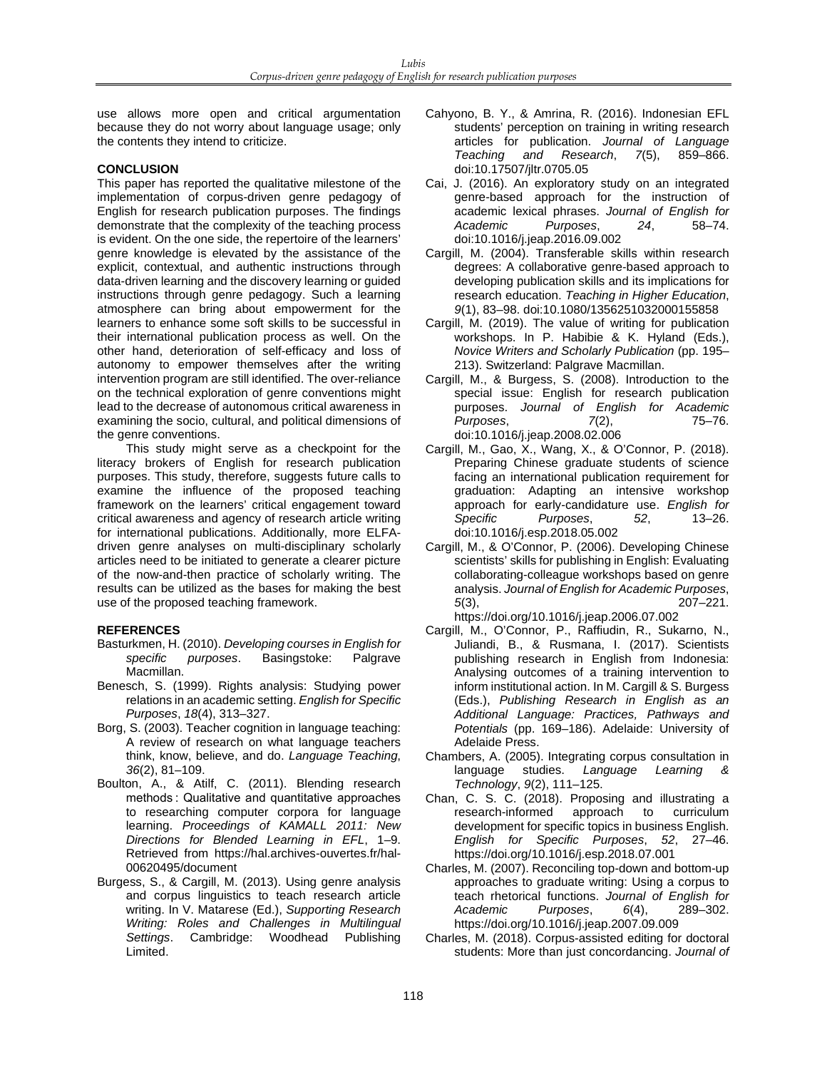use allows more open and critical argumentation because they do not worry about language usage; only the contents they intend to criticize.

## CONCLUSION

This paper has reported the qualitative milestone of the implementation of corpus-driven genre pedagogy of English for research publication purposes. The findings demonstrate that the complexity of the teaching process is evident. On the one side, the repertoire of the learners' genre knowledge is elevated by the assistance of the explicit, contextual, and authentic instructions through data-driven learning and the discovery learning or guided instructions through genre pedagogy. Such a learning atmosphere can bring about empowerment for the learners to enhance some soft skills to be successful in their international publication process as well. On the other hand, deterioration of self-efficacy and loss of autonomy to empower themselves after the writing intervention program are still identified. The over-reliance on the technical exploration of genre conventions might lead to the decrease of autonomous critical awareness in examining the socio, cultural, and political dimensions of the genre conventions.

This study might serve as a checkpoint for the literacy brokers of English for research publication purposes. This study, therefore, suggests future calls to examine the influence of the proposed teaching framework on the learners' critical engagement toward critical awareness and agency of research article writing for international publications. Additionally, more ELFA-driven genre analyses on multi-disciplinary scholarly articles need to be initiated to generate a clearer picture of the now-and-then practice of scholarly writing. The results can be utilized as the bases for making the best use of the proposed teaching framework.

## REFERENCES

Basturkmen, H. (2010). *Developing courses in English for specific purposes*. Basingstoke: Palgrave Macmillan.

Benesch, S. (1999). Rights analysis: Studying power relations in an academic setting. *English for Specific Purposes*, *18*(4), 313–327.

Borg, S. (2003). Teacher cognition in language teaching: A review of research on what language teachers think, know, believe, and do. *Language Teaching*, *36*(2), 81–109.

Boulton, A., & Atilf, C. (2011). Blending research methods : Qualitative and quantitative approaches to researching computer corpora for language learning. *Proceedings of KAMALL 2011: New Directions for Blended Learning in EFL*, 1–9. Retrieved from https://hal.archives-ouvertes.fr/hal-00620495/document

Burgess, S., & Cargill, M. (2013). Using genre analysis and corpus linguistics to teach research article writing. In V. Matarese (Ed.), *Supporting Research Writing: Roles and Challenges in Multilingual Settings*. Cambridge: Woodhead Publishing Limited.

Cahyono, B. Y., & Amrina, R. (2016). Indonesian EFL students' perception on training in writing research articles for publication. *Journal of Language Teaching and Research*, *7*(5), 859–866. doi:10.17507/jltr.0705.05

Cai, J. (2016). An exploratory study on an integrated genre-based approach for the instruction of academic lexical phrases. *Journal of English for Academic Purposes*, *24*, 58–74. doi:10.1016/j.jeap.2016.09.002

Cargill, M. (2004). Transferable skills within research degrees: A collaborative genre-based approach to developing publication skills and its implications for research education. *Teaching in Higher Education*, *9*(1), 83–98. doi:10.1080/1356251032000155858

Cargill, M. (2019). The value of writing for publication workshops. In P. Habibie & K. Hyland (Eds.), *Novice Writers and Scholarly Publication* (pp. 195–213). Switzerland: Palgrave Macmillan.

Cargill, M., & Burgess, S. (2008). Introduction to the special issue: English for research publication purposes. *Journal of English for Academic Purposes*, *7*(2), 75–76. doi:10.1016/j.jeap.2008.02.006

Cargill, M., Gao, X., Wang, X., & O'Connor, P. (2018). Preparing Chinese graduate students of science facing an international publication requirement for graduation: Adapting an intensive workshop approach for early-candidature use. *English for Specific Purposes*, *52*, 13–26. doi:10.1016/j.esp.2018.05.002

Cargill, M., & O'Connor, P. (2006). Developing Chinese scientists' skills for publishing in English: Evaluating collaborating-colleague workshops based on genre analysis. *Journal of English for Academic Purposes*, *5*(3), 207–221. https://doi.org/10.1016/j.jeap.2006.07.002

Cargill, M., O'Connor, P., Raffiudin, R., Sukarno, N., Juliandi, B., & Rusmana, I. (2017). Scientists publishing research in English from Indonesia: Analysing outcomes of a training intervention to inform institutional action. In M. Cargill & S. Burgess (Eds.), *Publishing Research in English as an Additional Language: Practices, Pathways and Potentials* (pp. 169–186). Adelaide: University of Adelaide Press.

Chambers, A. (2005). Integrating corpus consultation in language studies. *Language Learning & Technology*, *9*(2), 111–125.

Chan, C. S. C. (2018). Proposing and illustrating a research-informed approach to curriculum development for specific topics in business English. *English for Specific Purposes*, *52*, 27–46. https://doi.org/10.1016/j.esp.2018.07.001

Charles, M. (2007). Reconciling top-down and bottom-up approaches to graduate writing: Using a corpus to teach rhetorical functions. *Journal of English for Academic Purposes*, *6*(4), 289–302. https://doi.org/10.1016/j.jeap.2007.09.009

Charles, M. (2018). Corpus-assisted editing for doctoral students: More than just concordancing. *Journal of*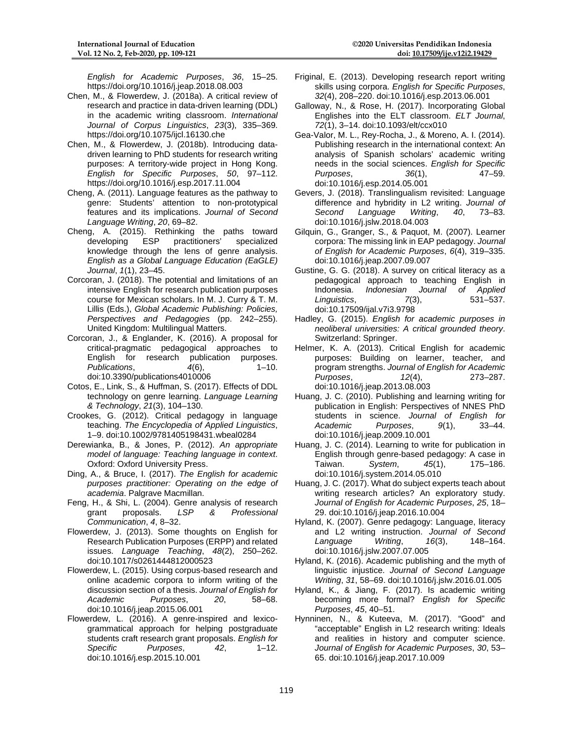*English for Academic Purposes*, *36*, 15–25. https://doi.org/10.1016/j.jeap.2018.08.003

Chen, M., & Flowerdew, J. (2018a). A critical review of research and practice in data-driven learning (DDL) in the academic writing classroom. *International Journal of Corpus Linguistics*, *23*(3), 335–369. https://doi.org/10.1075/ijcl.16130.che

Chen, M., & Flowerdew, J. (2018b). Introducing data-driven learning to PhD students for research writing purposes: A territory-wide project in Hong Kong. *English for Specific Purposes*, *50*, 97–112. https://doi.org/10.1016/j.esp.2017.11.004

Cheng, A. (2011). Language features as the pathway to genre: Students' attention to non-prototypical features and its implications. *Journal of Second Language Writing*, *20*, 69–82.

Cheng, A. (2015). Rethinking the paths toward developing ESP practitioners' specialized knowledge through the lens of genre analysis. *English as a Global Language Education (EaGLE) Journal*, *1*(1), 23–45.

Corcoran, J. (2018). The potential and limitations of an intensive English for research publication purposes course for Mexican scholars. In M. J. Curry & T. M. Lillis (Eds.), *Global Academic Publishing: Policies, Perspectives and Pedagogies* (pp. 242–255). United Kingdom: Multilingual Matters.

Corcoran, J., & Englander, K. (2016). A proposal for critical-pragmatic pedagogical approaches to English for research publication purposes. *Publications*, *4*(6), 1–10. doi:10.3390/publications4010006

Cotos, E., Link, S., & Huffman, S. (2017). Effects of DDL technology on genre learning. *Language Learning & Technology*, *21*(3), 104–130.

Crookes, G. (2012). Critical pedagogy in language teaching. *The Encyclopedia of Applied Linguistics*, 1–9. doi:10.1002/9781405198431.wbeal0284

Derewianka, B., & Jones, P. (2012). *An appropriate model of language: Teaching language in context*. Oxford: Oxford University Press.

Ding, A., & Bruce, I. (2017). *The English for academic purposes practitioner: Operating on the edge of academia*. Palgrave Macmillan.

Feng, H., & Shi, L. (2004). Genre analysis of research grant proposals. *LSP & Professional Communication*, *4*, 8–32.

Flowerdew, J. (2013). Some thoughts on English for Research Publication Purposes (ERPP) and related issues. *Language Teaching*, *48*(2), 250–262. doi:10.1017/s0261444812000523

Flowerdew, L. (2015). Using corpus-based research and online academic corpora to inform writing of the discussion section of a thesis. *Journal of English for Academic Purposes*, *20*, 58–68. doi:10.1016/j.jeap.2015.06.001

Flowerdew, L. (2016). A genre-inspired and lexico-grammatical approach for helping postgraduate students craft research grant proposals. *English for Specific Purposes*, *42*, 1–12. doi:10.1016/j.esp.2015.10.001

Friginal, E. (2013). Developing research report writing skills using corpora. *English for Specific Purposes*, *32*(4), 208–220. doi:10.1016/j.esp.2013.06.001

Galloway, N., & Rose, H. (2017). Incorporating Global Englishes into the ELT classroom. *ELT Journal*, *72*(1), 3–14. doi:10.1093/elt/ccx010

Gea-Valor, M. L., Rey-Rocha, J., & Moreno, A. I. (2014). Publishing research in the international context: An analysis of Spanish scholars' academic writing needs in the social sciences. *English for Specific Purposes*, *36*(1), 47–59. doi:10.1016/j.esp.2014.05.001

Gevers, J. (2018). Translingualism revisited: Language difference and hybridity in L2 writing. *Journal of Second Language Writing*, *40*, 73–83. doi:10.1016/j.jslw.2018.04.003

Gilquin, G., Granger, S., & Paquot, M. (2007). Learner corpora: The missing link in EAP pedagogy. *Journal of English for Academic Purposes*, *6*(4), 319–335. doi:10.1016/j.jeap.2007.09.007

Gustine, G. G. (2018). A survey on critical literacy as a pedagogical approach to teaching English in Indonesia. *Indonesian Journal of Applied Linguistics*, *7*(3), 531–537. doi:10.17509/ijal.v7i3.9798

Hadley, G. (2015). *English for academic purposes in neoliberal universities: A critical grounded theory*. Switzerland: Springer.

Helmer, K. A. (2013). Critical English for academic purposes: Building on learner, teacher, and program strengths. *Journal of English for Academic Purposes*, *12*(4), 273–287. doi:10.1016/j.jeap.2013.08.003

Huang, J. C. (2010). Publishing and learning writing for publication in English: Perspectives of NNES PhD students in science. *Journal of English for Academic Purposes*, *9*(1), 33–44. doi:10.1016/j.jeap.2009.10.001

Huang, J. C. (2014). Learning to write for publication in English through genre-based pedagogy: A case in Taiwan. *System*, *45*(1), 175–186. doi:10.1016/j.system.2014.05.010

Huang, J. C. (2017). What do subject experts teach about writing research articles? An exploratory study. *Journal of English for Academic Purposes*, *25*, 18–29. doi:10.1016/j.jeap.2016.10.004

Hyland, K. (2007). Genre pedagogy: Language, literacy and L2 writing instruction. *Journal of Second Language Writing*, *16*(3), 148–164. doi:10.1016/j.jslw.2007.07.005

Hyland, K. (2016). Academic publishing and the myth of linguistic injustice. *Journal of Second Language Writing*, *31*, 58–69. doi:10.1016/j.jslw.2016.01.005

Hyland, K., & Jiang, F. (2017). Is academic writing becoming more formal? *English for Specific Purposes*, *45*, 40–51.

Hynninen, N., & Kuteeva, M. (2017). "Good" and "acceptable" English in L2 research writing: Ideals and realities in history and computer science. *Journal of English for Academic Purposes*, *30*, 53–65. doi:10.1016/j.jeap.2017.10.009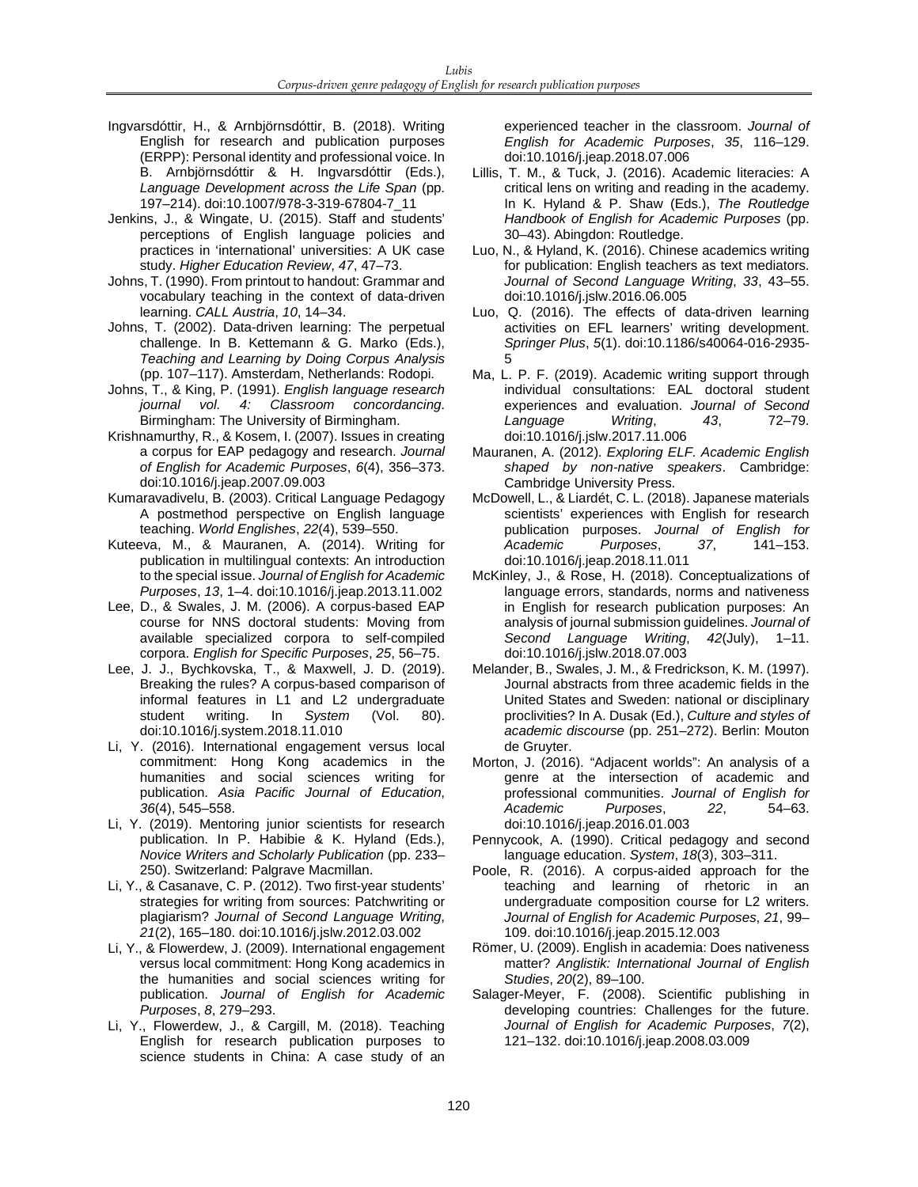Ingvarsdóttir, H., & Arnbjörnsdóttir, B. (2018). Writing English for research and publication purposes (ERPP): Personal identity and professional voice. In B. Arnbjörnsdóttir & H. Ingvarsdóttir (Eds.), *Language Development across the Life Span* (pp. 197–214). doi:10.1007/978-3-319-67804-7_11

Jenkins, J., & Wingate, U. (2015). Staff and students' perceptions of English language policies and practices in 'international' universities: A UK case study. *Higher Education Review*, *47*, 47–73.

Johns, T. (1990). From printout to handout: Grammar and vocabulary teaching in the context of data-driven learning. *CALL Austria*, *10*, 14–34.

Johns, T. (2002). Data-driven learning: The perpetual challenge. In B. Kettemann & G. Marko (Eds.), *Teaching and Learning by Doing Corpus Analysis* (pp. 107–117). Amsterdam, Netherlands: Rodopi.

Johns, T., & King, P. (1991). *English language research journal vol. 4: Classroom concordancing*. Birmingham: The University of Birmingham.

Krishnamurthy, R., & Kosem, I. (2007). Issues in creating a corpus for EAP pedagogy and research. *Journal of English for Academic Purposes*, *6*(4), 356–373. doi:10.1016/j.jeap.2007.09.003

Kumaravadivelu, B. (2003). Critical Language Pedagogy A postmethod perspective on English language teaching. *World Englishes*, *22*(4), 539–550.

Kuteeva, M., & Mauranen, A. (2014). Writing for publication in multilingual contexts: An introduction to the special issue. *Journal of English for Academic Purposes*, *13*, 1–4. doi:10.1016/j.jeap.2013.11.002

Lee, D., & Swales, J. M. (2006). A corpus-based EAP course for NNS doctoral students: Moving from available specialized corpora to self-compiled corpora. *English for Specific Purposes*, *25*, 56–75.

Lee, J. J., Bychkovska, T., & Maxwell, J. D. (2019). Breaking the rules? A corpus-based comparison of informal features in L1 and L2 undergraduate student writing. In *System* (Vol. 80). doi:10.1016/j.system.2018.11.010

Li, Y. (2016). International engagement versus local commitment: Hong Kong academics in the humanities and social sciences writing for publication. *Asia Pacific Journal of Education*, *36*(4), 545–558.

Li, Y. (2019). Mentoring junior scientists for research publication. In P. Habibie & K. Hyland (Eds.), *Novice Writers and Scholarly Publication* (pp. 233–250). Switzerland: Palgrave Macmillan.

Li, Y., & Casanave, C. P. (2012). Two first-year students' strategies for writing from sources: Patchwriting or plagiarism? *Journal of Second Language Writing*, *21*(2), 165–180. doi:10.1016/j.jslw.2012.03.002

Li, Y., & Flowerdew, J. (2009). International engagement versus local commitment: Hong Kong academics in the humanities and social sciences writing for publication. *Journal of English for Academic Purposes*, *8*, 279–293.

Li, Y., Flowerdew, J., & Cargill, M. (2018). Teaching English for research publication purposes to science students in China: A case study of an experienced teacher in the classroom. *Journal of English for Academic Purposes*, *35*, 116–129. doi:10.1016/j.jeap.2018.07.006

Lillis, T. M., & Tuck, J. (2016). Academic literacies: A critical lens on writing and reading in the academy. In K. Hyland & P. Shaw (Eds.), *The Routledge Handbook of English for Academic Purposes* (pp. 30–43). Abingdon: Routledge.

Luo, N., & Hyland, K. (2016). Chinese academics writing for publication: English teachers as text mediators. *Journal of Second Language Writing*, *33*, 43–55. doi:10.1016/j.jslw.2016.06.005

Luo, Q. (2016). The effects of data-driven learning activities on EFL learners' writing development. *Springer Plus*, *5*(1). doi:10.1186/s40064-016-2935-5

Ma, L. P. F. (2019). Academic writing support through individual consultations: EAL doctoral student experiences and evaluation. *Journal of Second Language Writing*, *43*, 72–79. doi:10.1016/j.jslw.2017.11.006

Mauranen, A. (2012). *Exploring ELF. Academic English shaped by non-native speakers*. Cambridge: Cambridge University Press.

McDowell, L., & Liardét, C. L. (2018). Japanese materials scientists' experiences with English for research publication purposes. *Journal of English for Academic Purposes*, *37*, 141–153. doi:10.1016/j.jeap.2018.11.011

McKinley, J., & Rose, H. (2018). Conceptualizations of language errors, standards, norms and nativeness in English for research publication purposes: An analysis of journal submission guidelines. *Journal of Second Language Writing*, *42*(July), 1–11. doi:10.1016/j.jslw.2018.07.003

Melander, B., Swales, J. M., & Fredrickson, K. M. (1997). Journal abstracts from three academic fields in the United States and Sweden: national or disciplinary proclivities? In A. Dusak (Ed.), *Culture and styles of academic discourse* (pp. 251–272). Berlin: Mouton de Gruyter.

Morton, J. (2016). "Adjacent worlds": An analysis of a genre at the intersection of academic and professional communities. *Journal of English for Academic Purposes*, *22*, 54–63. doi:10.1016/j.jeap.2016.01.003

Pennycook, A. (1990). Critical pedagogy and second language education. *System*, *18*(3), 303–311.

Poole, R. (2016). A corpus-aided approach for the teaching and learning of rhetoric in an undergraduate composition course for L2 writers. *Journal of English for Academic Purposes*, *21*, 99–109. doi:10.1016/j.jeap.2015.12.003

Römer, U. (2009). English in academia: Does nativeness matter? *Anglistik: International Journal of English Studies*, *20*(2), 89–100.

Salager-Meyer, F. (2008). Scientific publishing in developing countries: Challenges for the future. *Journal of English for Academic Purposes*, *7*(2), 121–132. doi:10.1016/j.jeap.2008.03.009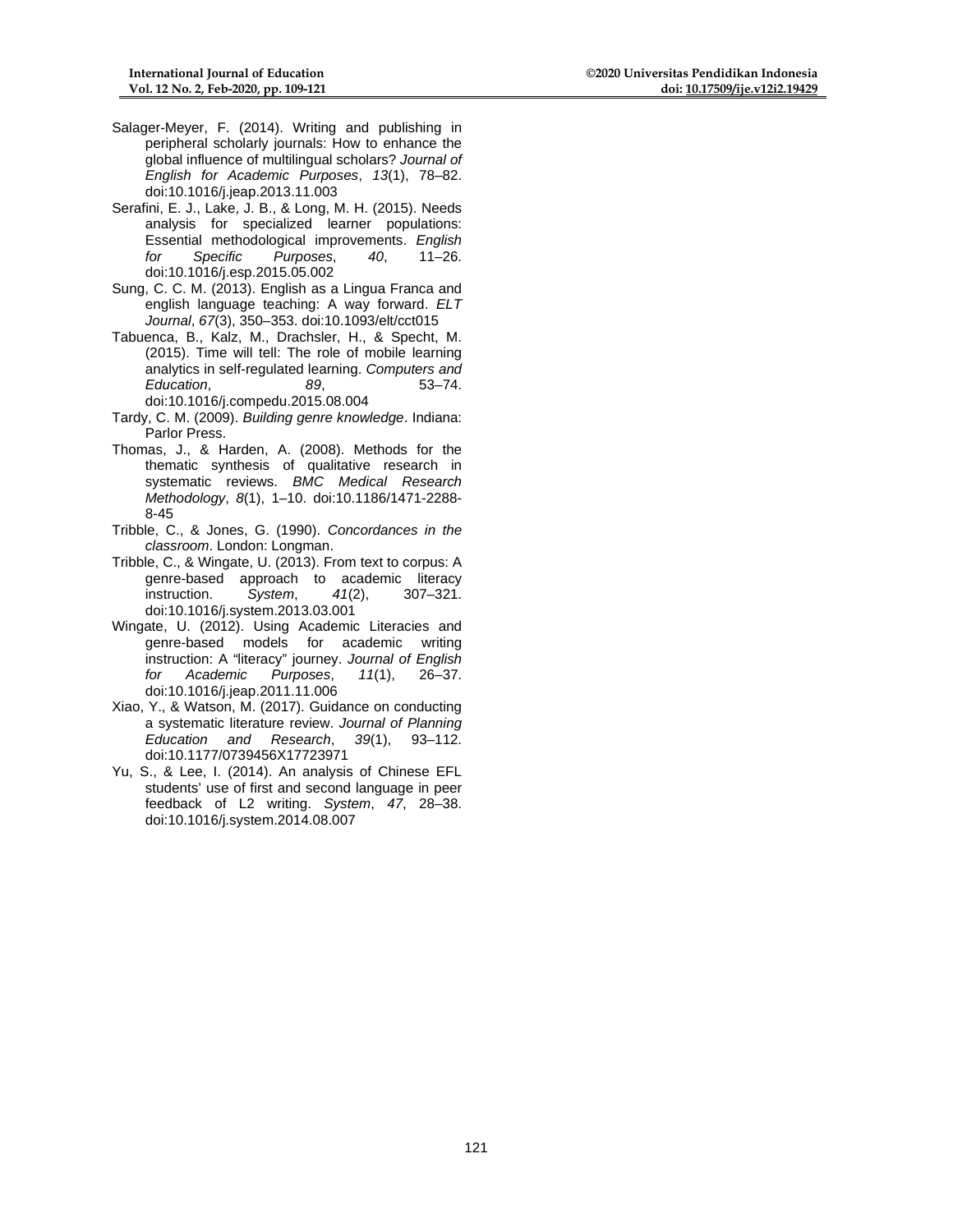Salager-Meyer, F. (2014). Writing and publishing in peripheral scholarly journals: How to enhance the global influence of multilingual scholars? *Journal of English for Academic Purposes*, *13*(1), 78–82. doi:10.1016/j.jeap.2013.11.003

Serafini, E. J., Lake, J. B., & Long, M. H. (2015). Needs analysis for specialized learner populations: Essential methodological improvements. *English for Specific Purposes*, *40*, 11–26. doi:10.1016/j.esp.2015.05.002

Sung, C. C. M. (2013). English as a Lingua Franca and english language teaching: A way forward. *ELT Journal*, *67*(3), 350–353. doi:10.1093/elt/cct015

Tabuenca, B., Kalz, M., Drachsler, H., & Specht, M. (2015). Time will tell: The role of mobile learning analytics in self-regulated learning. *Computers and Education*, *89*, 53–74. doi:10.1016/j.compedu.2015.08.004

Tardy, C. M. (2009). *Building genre knowledge*. Indiana: Parlor Press.

Thomas, J., & Harden, A. (2008). Methods for the thematic synthesis of qualitative research in systematic reviews. *BMC Medical Research Methodology*, *8*(1), 1–10. doi:10.1186/1471-2288-8-45

Tribble, C., & Jones, G. (1990). *Concordances in the classroom*. London: Longman.

Tribble, C., & Wingate, U. (2013). From text to corpus: A genre-based approach to academic literacy instruction. *System*, *41*(2), 307–321. doi:10.1016/j.system.2013.03.001

Wingate, U. (2012). Using Academic Literacies and genre-based models for academic writing instruction: A "literacy" journey. *Journal of English for Academic Purposes*, *11*(1), 26–37. doi:10.1016/j.jeap.2011.11.006

Xiao, Y., & Watson, M. (2017). Guidance on conducting a systematic literature review. *Journal of Planning Education and Research*, *39*(1), 93–112. doi:10.1177/0739456X17723971

Yu, S., & Lee, I. (2014). An analysis of Chinese EFL students' use of first and second language in peer feedback of L2 writing. *System*, *47*, 28–38. doi:10.1016/j.system.2014.08.007